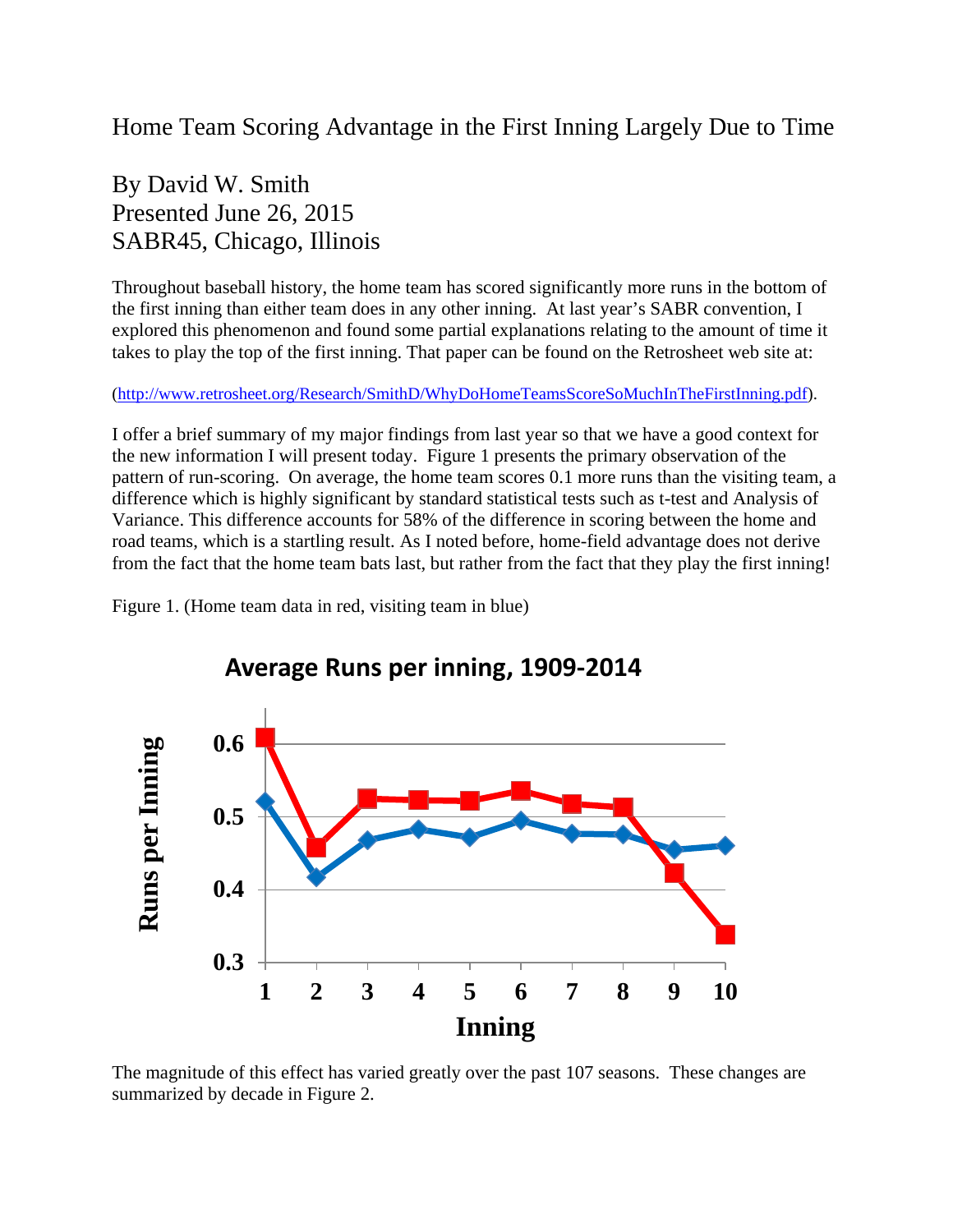# Home Team Scoring Advantage in the First Inning Largely Due to Time

By David W. Smith
Presented June 26, 2015
SABR45, Chicago, Illinois

Throughout baseball history, the home team has scored significantly more runs in the bottom of the first inning than either team does in any other inning. At last year's SABR convention, I explored this phenomenon and found some partial explanations relating to the amount of time it takes to play the top of the first inning. That paper can be found on the Retrosheet web site at:

(http://www.retrosheet.org/Research/SmithD/WhyDoHomeTeamsScoreSoMuchInTheFirstInning.pdf).

I offer a brief summary of my major findings from last year so that we have a good context for the new information I will present today. Figure 1 presents the primary observation of the pattern of run-scoring. On average, the home team scores 0.1 more runs than the visiting team, a difference which is highly significant by standard statistical tests such as t-test and Analysis of Variance. This difference accounts for 58% of the difference in scoring between the home and road teams, which is a startling result. As I noted before, home-field advantage does not derive from the fact that the home team bats last, but rather from the fact that they play the first inning!

Figure 1. (Home team data in red, visiting team in blue)

**Average Runs per inning, 1909-2014**

Runs per Inning (y-axis: 0.3–0.6) vs. Inning (x-axis: 1–10)

The magnitude of this effect has varied greatly over the past 107 seasons. These changes are summarized by decade in Figure 2.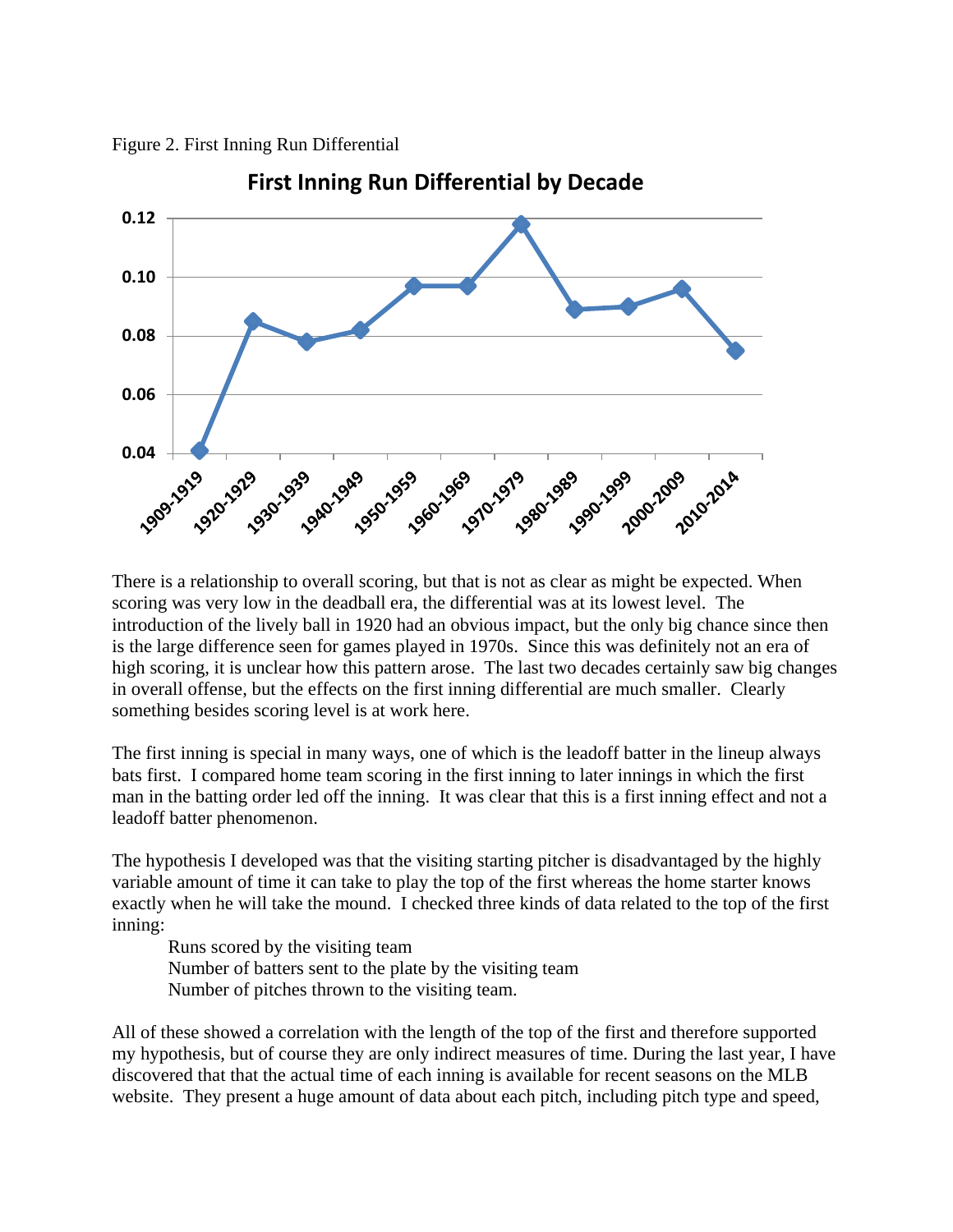Figure 2. First Inning Run Differential

There is a relationship to overall scoring, but that is not as clear as might be expected. When scoring was very low in the deadball era, the differential was at its lowest level. The introduction of the lively ball in 1920 had an obvious impact, but the only big chance since then is the large difference seen for games played in 1970s. Since this was definitely not an era of high scoring, it is unclear how this pattern arose. The last two decades certainly saw big changes in overall offense, but the effects on the first inning differential are much smaller. Clearly something besides scoring level is at work here.

The first inning is special in many ways, one of which is the leadoff batter in the lineup always bats first. I compared home team scoring in the first inning to later innings in which the first man in the batting order led off the inning. It was clear that this is a first inning effect and not a leadoff batter phenomenon.

The hypothesis I developed was that the visiting starting pitcher is disadvantaged by the highly variable amount of time it can take to play the top of the first whereas the home starter knows exactly when he will take the mound. I checked three kinds of data related to the top of the first inning:

- Runs scored by the visiting team
- Number of batters sent to the plate by the visiting team
- Number of pitches thrown to the visiting team.

All of these showed a correlation with the length of the top of the first and therefore supported my hypothesis, but of course they are only indirect measures of time. During the last year, I have discovered that that the actual time of each inning is available for recent seasons on the MLB website. They present a huge amount of data about each pitch, including pitch type and speed,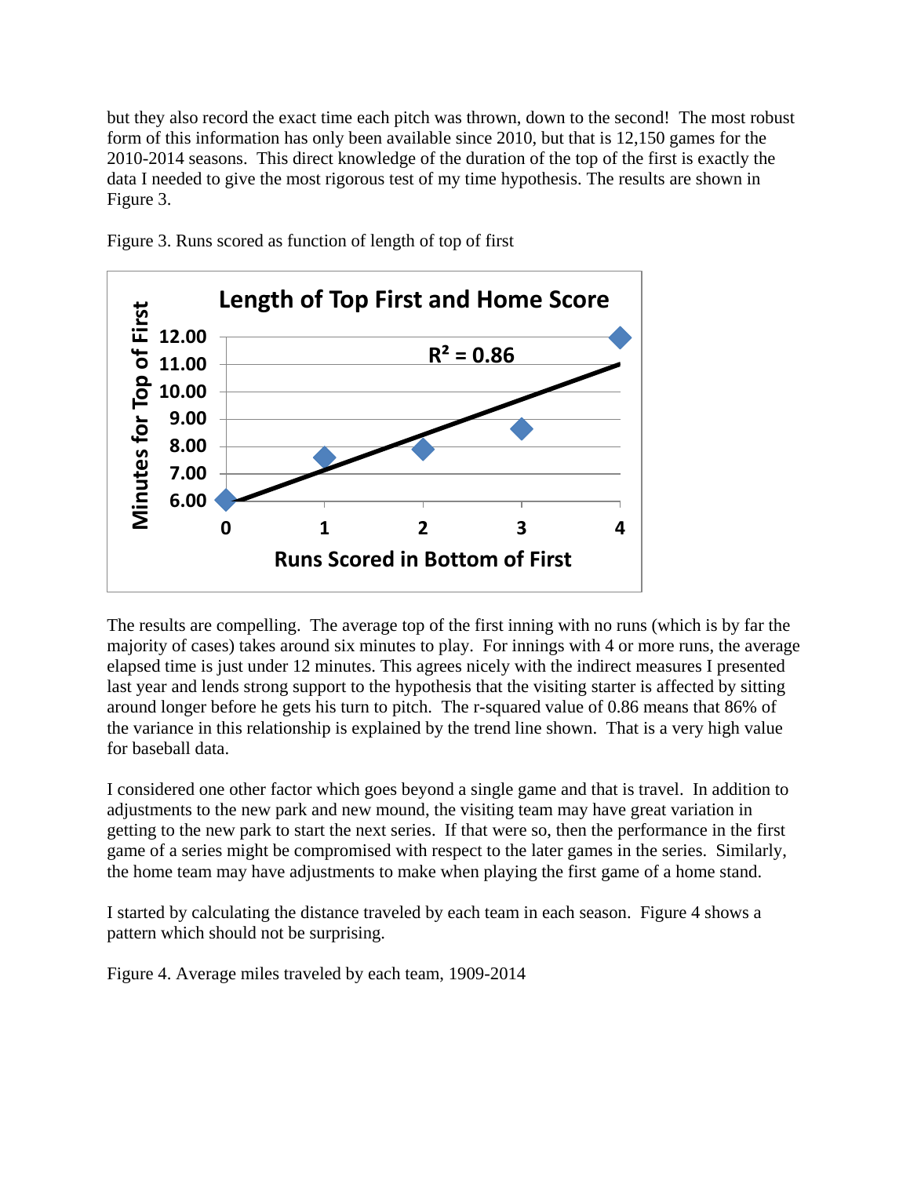but they also record the exact time each pitch was thrown, down to the second! The most robust form of this information has only been available since 2010, but that is 12,150 games for the 2010-2014 seasons. This direct knowledge of the duration of the top of the first is exactly the data I needed to give the most rigorous test of my time hypothesis. The results are shown in Figure 3.

Figure 3. Runs scored as function of length of top of first

The results are compelling. The average top of the first inning with no runs (which is by far the majority of cases) takes around six minutes to play. For innings with 4 or more runs, the average elapsed time is just under 12 minutes. This agrees nicely with the indirect measures I presented last year and lends strong support to the hypothesis that the visiting starter is affected by sitting around longer before he gets his turn to pitch. The r-squared value of 0.86 means that 86% of the variance in this relationship is explained by the trend line shown. That is a very high value for baseball data.

I considered one other factor which goes beyond a single game and that is travel. In addition to adjustments to the new park and new mound, the visiting team may have great variation in getting to the new park to start the next series. If that were so, then the performance in the first game of a series might be compromised with respect to the later games in the series. Similarly, the home team may have adjustments to make when playing the first game of a home stand.

I started by calculating the distance traveled by each team in each season. Figure 4 shows a pattern which should not be surprising.

Figure 4. Average miles traveled by each team, 1909-2014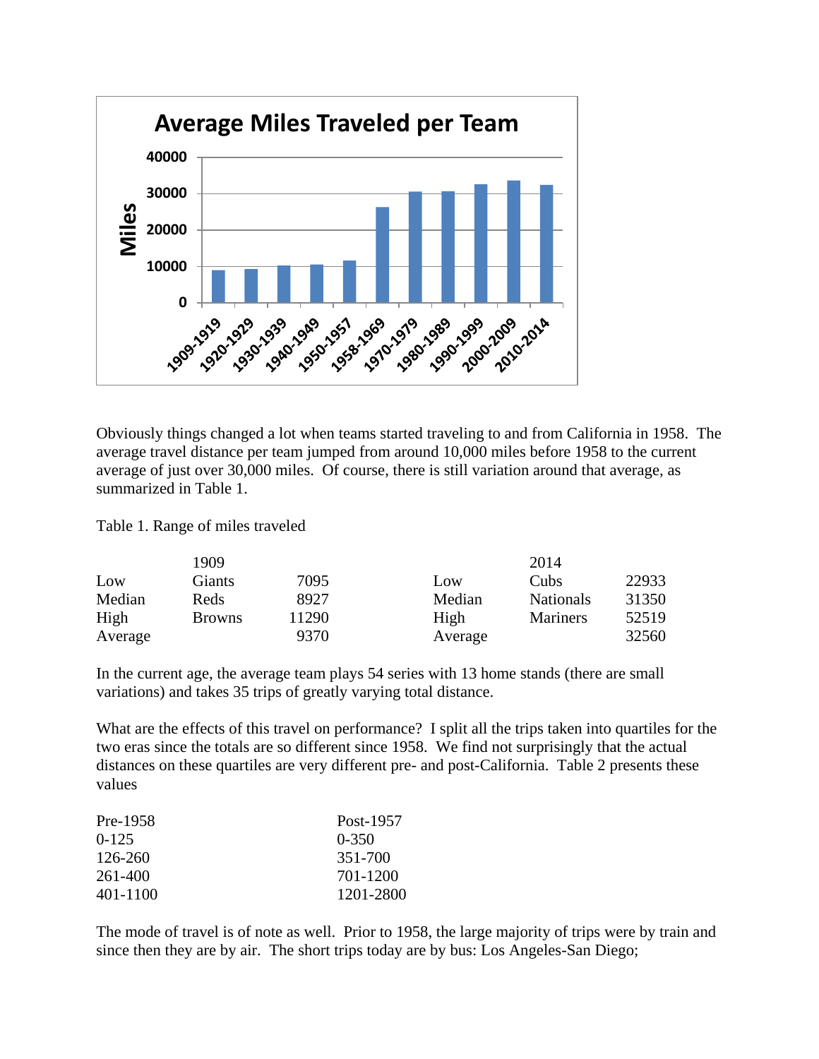Obviously things changed a lot when teams started traveling to and from California in 1958. The average travel distance per team jumped from around 10,000 miles before 1958 to the current average of just over 30,000 miles. Of course, there is still variation around that average, as summarized in Table 1.

Table 1. Range of miles traveled

| | 1909 | | | 2014 | |
|---|---|---|---|---|---|
| Low | Giants | 7095 | Low | Cubs | 22933 |
| Median | Reds | 8927 | Median | Nationals | 31350 |
| High | Browns | 11290 | High | Mariners | 52519 |
| Average | | 9370 | Average | | 32560 |

In the current age, the average team plays 54 series with 13 home stands (there are small variations) and takes 35 trips of greatly varying total distance.

What are the effects of this travel on performance? I split all the trips taken into quartiles for the two eras since the totals are so different since 1958. We find not surprisingly that the actual distances on these quartiles are very different pre- and post-California. Table 2 presents these values

| Pre-1958 | Post-1957 |
|---|---|
| 0-125 | 0-350 |
| 126-260 | 351-700 |
| 261-400 | 701-1200 |
| 401-1100 | 1201-2800 |

The mode of travel is of note as well. Prior to 1958, the large majority of trips were by train and since then they are by air. The short trips today are by bus: Los Angeles-San Diego;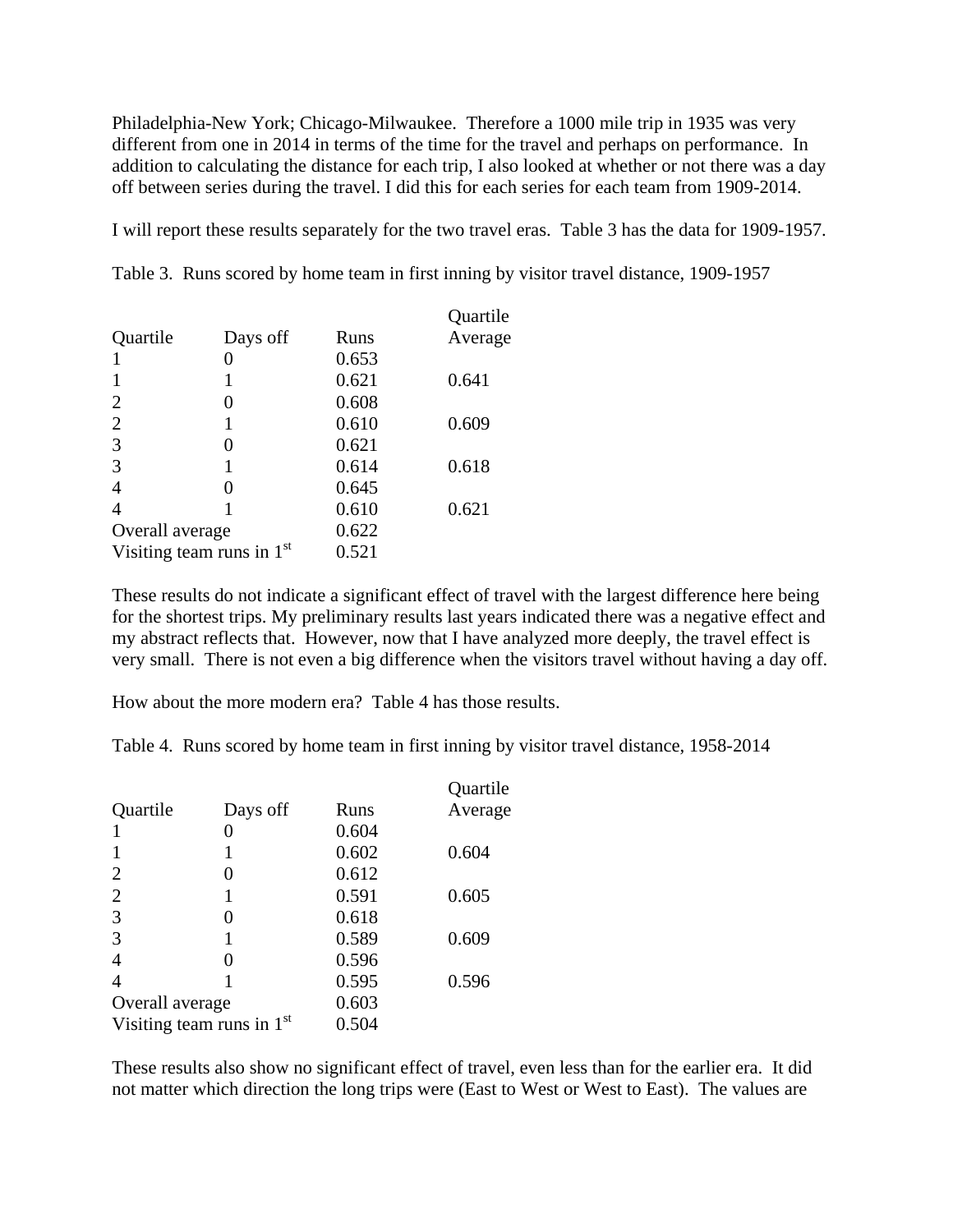Philadelphia-New York; Chicago-Milwaukee. Therefore a 1000 mile trip in 1935 was very different from one in 2014 in terms of the time for the travel and perhaps on performance. In addition to calculating the distance for each trip, I also looked at whether or not there was a day off between series during the travel. I did this for each series for each team from 1909-2014.

I will report these results separately for the two travel eras. Table 3 has the data for 1909-1957.

Table 3. Runs scored by home team in first inning by visitor travel distance, 1909-1957

| Quartile | Days off | Runs | Quartile Average |
|---|---|---|---|
| 1 | 0 | 0.653 | |
| 1 | 1 | 0.621 | 0.641 |
| 2 | 0 | 0.608 | |
| 2 | 1 | 0.610 | 0.609 |
| 3 | 0 | 0.621 | |
| 3 | 1 | 0.614 | 0.618 |
| 4 | 0 | 0.645 | |
| 4 | 1 | 0.610 | 0.621 |
| Overall average | | 0.622 | |
| Visiting team runs in 1st | | 0.521 | |

These results do not indicate a significant effect of travel with the largest difference here being for the shortest trips. My preliminary results last years indicated there was a negative effect and my abstract reflects that. However, now that I have analyzed more deeply, the travel effect is very small. There is not even a big difference when the visitors travel without having a day off.

How about the more modern era? Table 4 has those results.

Table 4. Runs scored by home team in first inning by visitor travel distance, 1958-2014

| Quartile | Days off | Runs | Quartile Average |
|---|---|---|---|
| 1 | 0 | 0.604 | |
| 1 | 1 | 0.602 | 0.604 |
| 2 | 0 | 0.612 | |
| 2 | 1 | 0.591 | 0.605 |
| 3 | 0 | 0.618 | |
| 3 | 1 | 0.589 | 0.609 |
| 4 | 0 | 0.596 | |
| 4 | 1 | 0.595 | 0.596 |
| Overall average | | 0.603 | |
| Visiting team runs in 1st | | 0.504 | |

These results also show no significant effect of travel, even less than for the earlier era. It did not matter which direction the long trips were (East to West or West to East). The values are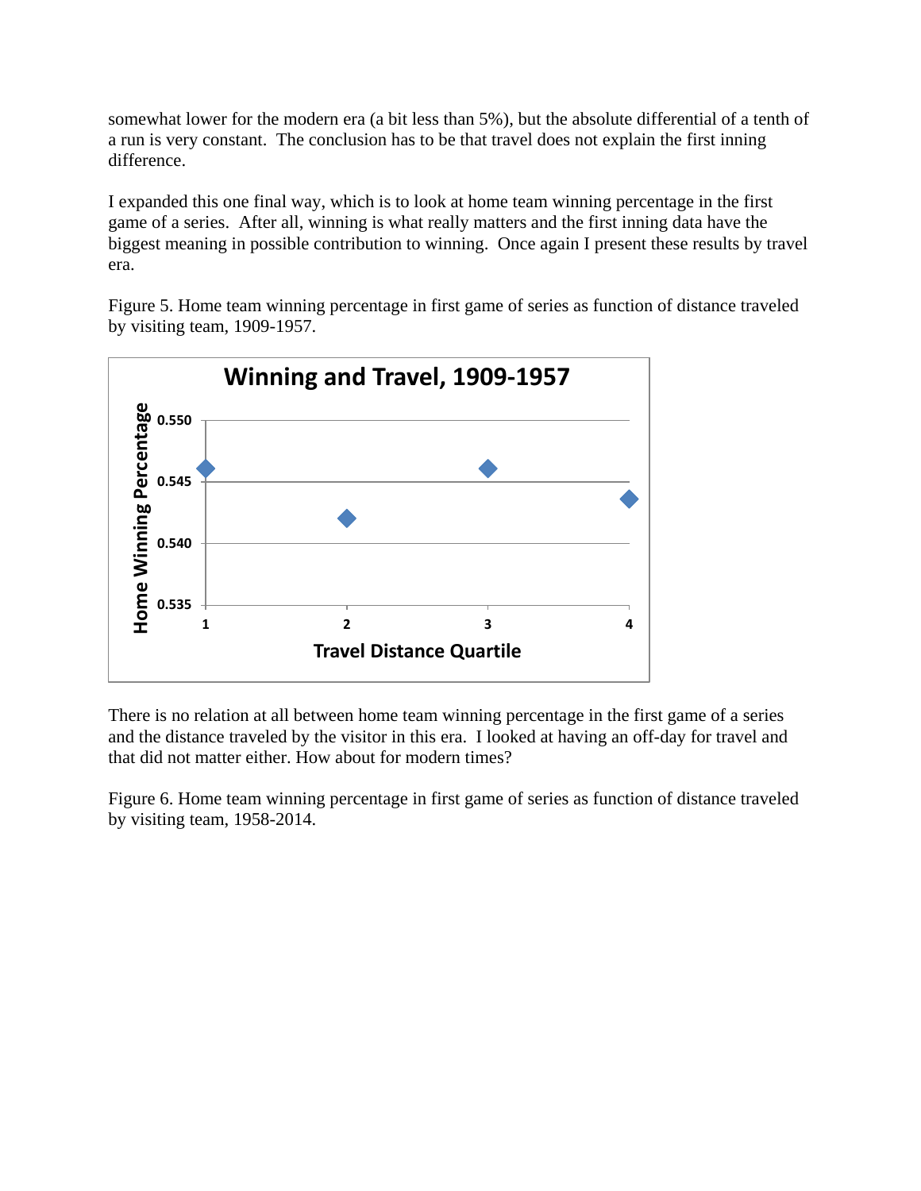somewhat lower for the modern era (a bit less than 5%), but the absolute differential of a tenth of a run is very constant. The conclusion has to be that travel does not explain the first inning difference.

I expanded this one final way, which is to look at home team winning percentage in the first game of a series. After all, winning is what really matters and the first inning data have the biggest meaning in possible contribution to winning. Once again I present these results by travel era.

Figure 5. Home team winning percentage in first game of series as function of distance traveled by visiting team, 1909-1957.

There is no relation at all between home team winning percentage in the first game of a series and the distance traveled by the visitor in this era. I looked at having an off-day for travel and that did not matter either. How about for modern times?

Figure 6. Home team winning percentage in first game of series as function of distance traveled by visiting team, 1958-2014.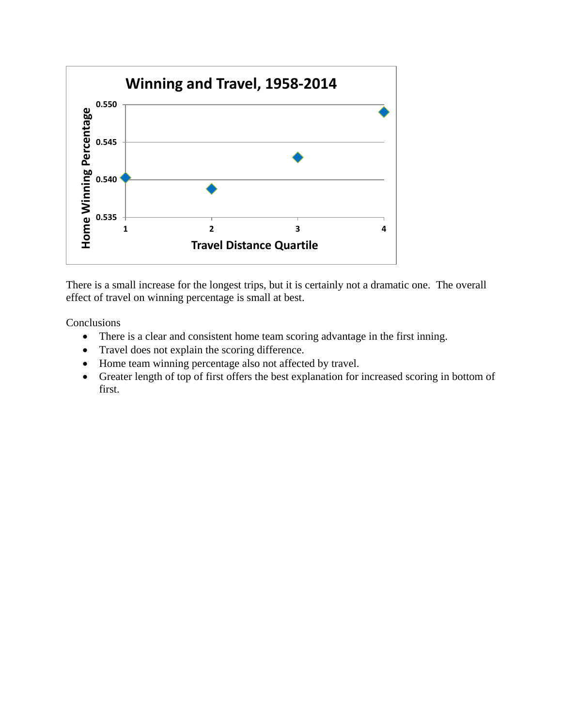Winning and Travel, 1958-2014

Home Winning Percentage

0.550

0.545

0.540

0.535

1

2

3

4

Travel Distance Quartile

There is a small increase for the longest trips, but it is certainly not a dramatic one. The overall effect of travel on winning percentage is small at best.

Conclusions

- There is a clear and consistent home team scoring advantage in the first inning.
- Travel does not explain the scoring difference.
- Home team winning percentage also not affected by travel.
- Greater length of top of first offers the best explanation for increased scoring in bottom of first.